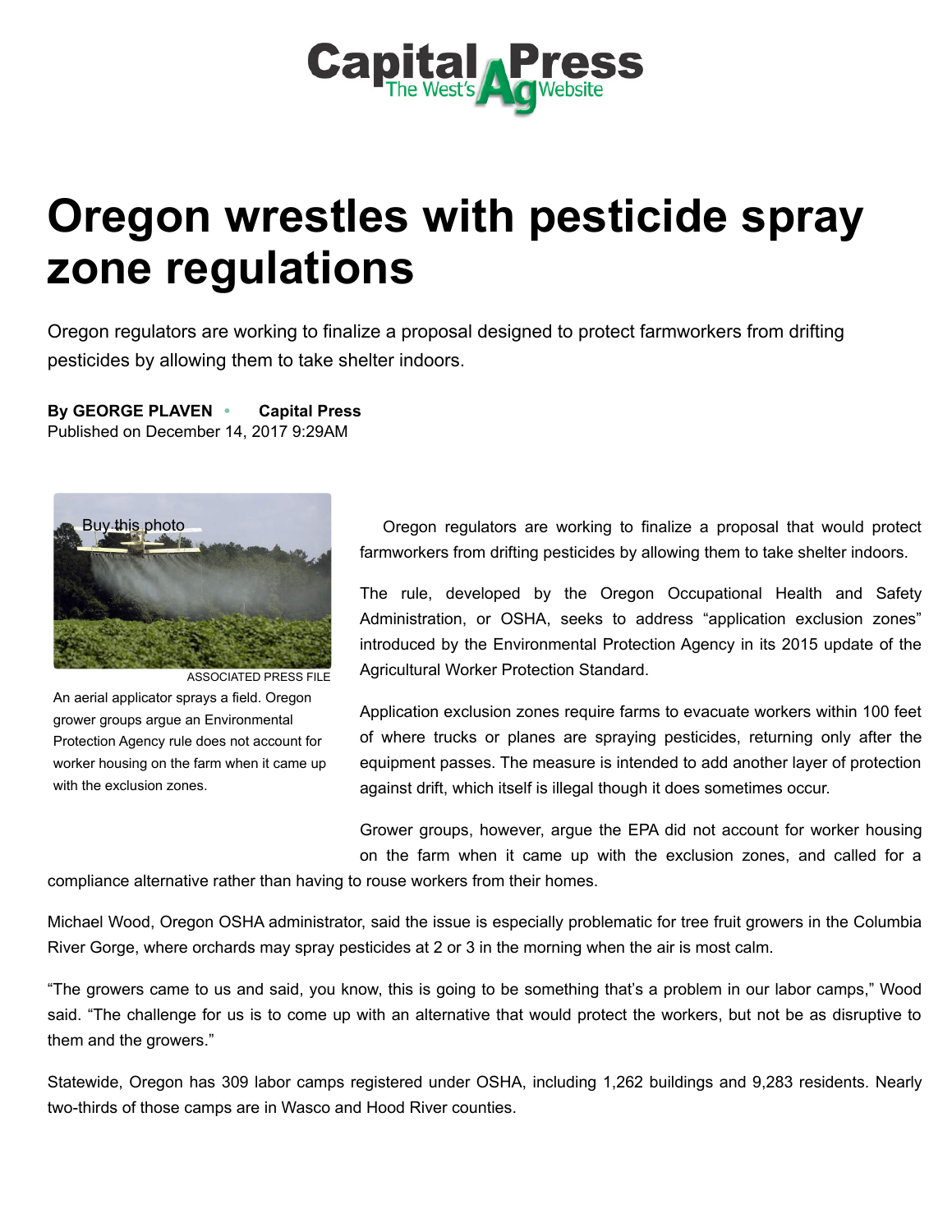Capital Press
The West's Ag Website

# Oregon wrestles with pesticide spray zone regulations

Oregon regulators are working to finalize a proposal designed to protect farmworkers from drifting pesticides by allowing them to take shelter indoors.

**By GEORGE PLAVEN • Capital Press**
Published on December 14, 2017 9:29AM

Buy this photo

ASSOCIATED PRESS FILE

An aerial applicator sprays a field. Oregon grower groups argue an Environmental Protection Agency rule does not account for worker housing on the farm when it came up with the exclusion zones.

Oregon regulators are working to finalize a proposal that would protect farmworkers from drifting pesticides by allowing them to take shelter indoors.

The rule, developed by the Oregon Occupational Health and Safety Administration, or OSHA, seeks to address "application exclusion zones" introduced by the Environmental Protection Agency in its 2015 update of the Agricultural Worker Protection Standard.

Application exclusion zones require farms to evacuate workers within 100 feet of where trucks or planes are spraying pesticides, returning only after the equipment passes. The measure is intended to add another layer of protection against drift, which itself is illegal though it does sometimes occur.

Grower groups, however, argue the EPA did not account for worker housing on the farm when it came up with the exclusion zones, and called for a compliance alternative rather than having to rouse workers from their homes.

Michael Wood, Oregon OSHA administrator, said the issue is especially problematic for tree fruit growers in the Columbia River Gorge, where orchards may spray pesticides at 2 or 3 in the morning when the air is most calm.

"The growers came to us and said, you know, this is going to be something that's a problem in our labor camps," Wood said. "The challenge for us is to come up with an alternative that would protect the workers, but not be as disruptive to them and the growers."

Statewide, Oregon has 309 labor camps registered under OSHA, including 1,262 buildings and 9,283 residents. Nearly two-thirds of those camps are in Wasco and Hood River counties.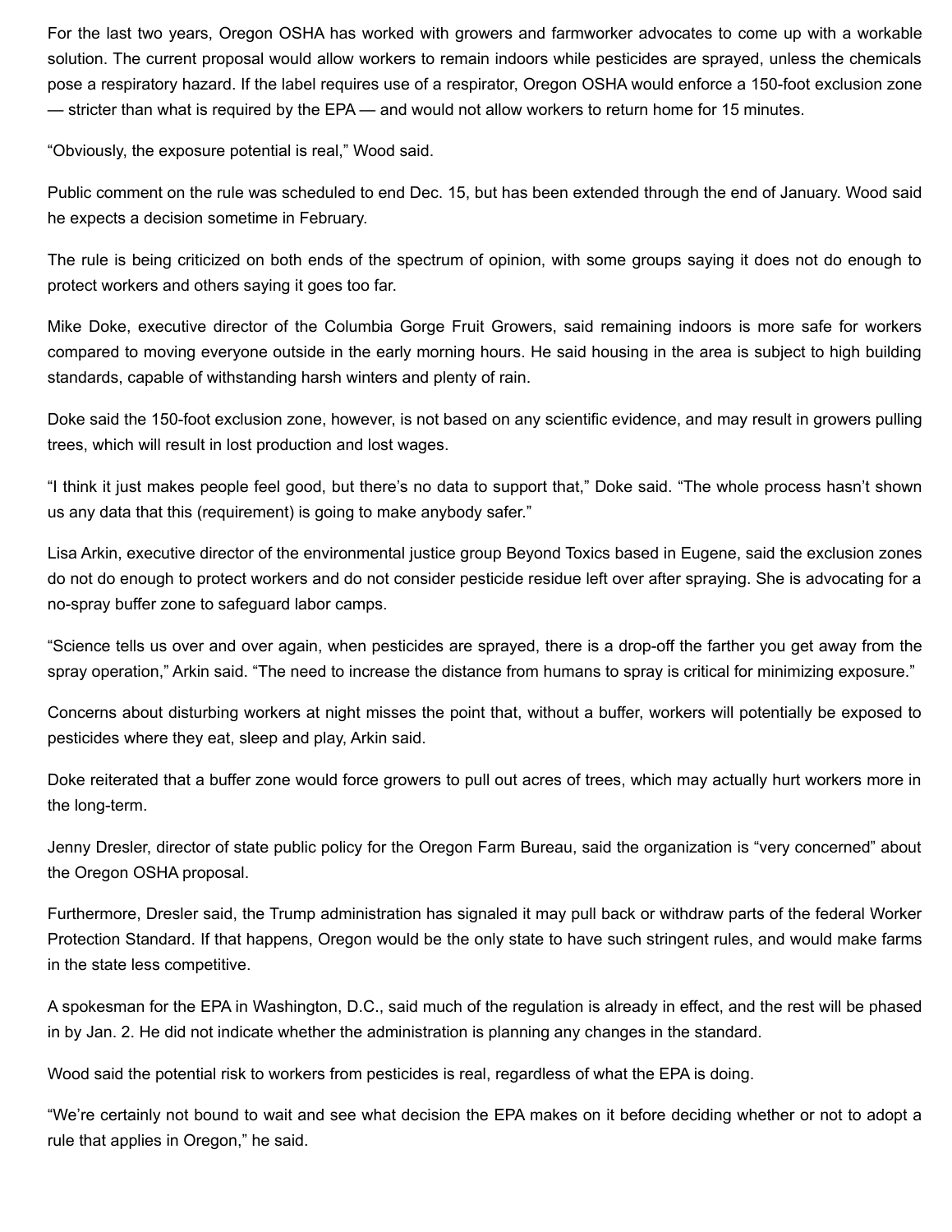For the last two years, Oregon OSHA has worked with growers and farmworker advocates to come up with a workable solution. The current proposal would allow workers to remain indoors while pesticides are sprayed, unless the chemicals pose a respiratory hazard. If the label requires use of a respirator, Oregon OSHA would enforce a 150-foot exclusion zone — stricter than what is required by the EPA — and would not allow workers to return home for 15 minutes.

“Obviously, the exposure potential is real,” Wood said.

Public comment on the rule was scheduled to end Dec. 15, but has been extended through the end of January. Wood said he expects a decision sometime in February.

The rule is being criticized on both ends of the spectrum of opinion, with some groups saying it does not do enough to protect workers and others saying it goes too far.

Mike Doke, executive director of the Columbia Gorge Fruit Growers, said remaining indoors is more safe for workers compared to moving everyone outside in the early morning hours. He said housing in the area is subject to high building standards, capable of withstanding harsh winters and plenty of rain.

Doke said the 150-foot exclusion zone, however, is not based on any scientific evidence, and may result in growers pulling trees, which will result in lost production and lost wages.

“I think it just makes people feel good, but there’s no data to support that,” Doke said. “The whole process hasn’t shown us any data that this (requirement) is going to make anybody safer.”

Lisa Arkin, executive director of the environmental justice group Beyond Toxics based in Eugene, said the exclusion zones do not do enough to protect workers and do not consider pesticide residue left over after spraying. She is advocating for a no-spray buffer zone to safeguard labor camps.

“Science tells us over and over again, when pesticides are sprayed, there is a drop-off the farther you get away from the spray operation,” Arkin said. “The need to increase the distance from humans to spray is critical for minimizing exposure.”

Concerns about disturbing workers at night misses the point that, without a buffer, workers will potentially be exposed to pesticides where they eat, sleep and play, Arkin said.

Doke reiterated that a buffer zone would force growers to pull out acres of trees, which may actually hurt workers more in the long-term.

Jenny Dresler, director of state public policy for the Oregon Farm Bureau, said the organization is “very concerned” about the Oregon OSHA proposal.

Furthermore, Dresler said, the Trump administration has signaled it may pull back or withdraw parts of the federal Worker Protection Standard. If that happens, Oregon would be the only state to have such stringent rules, and would make farms in the state less competitive.

A spokesman for the EPA in Washington, D.C., said much of the regulation is already in effect, and the rest will be phased in by Jan. 2. He did not indicate whether the administration is planning any changes in the standard.

Wood said the potential risk to workers from pesticides is real, regardless of what the EPA is doing.

“We’re certainly not bound to wait and see what decision the EPA makes on it before deciding whether or not to adopt a rule that applies in Oregon,” he said.